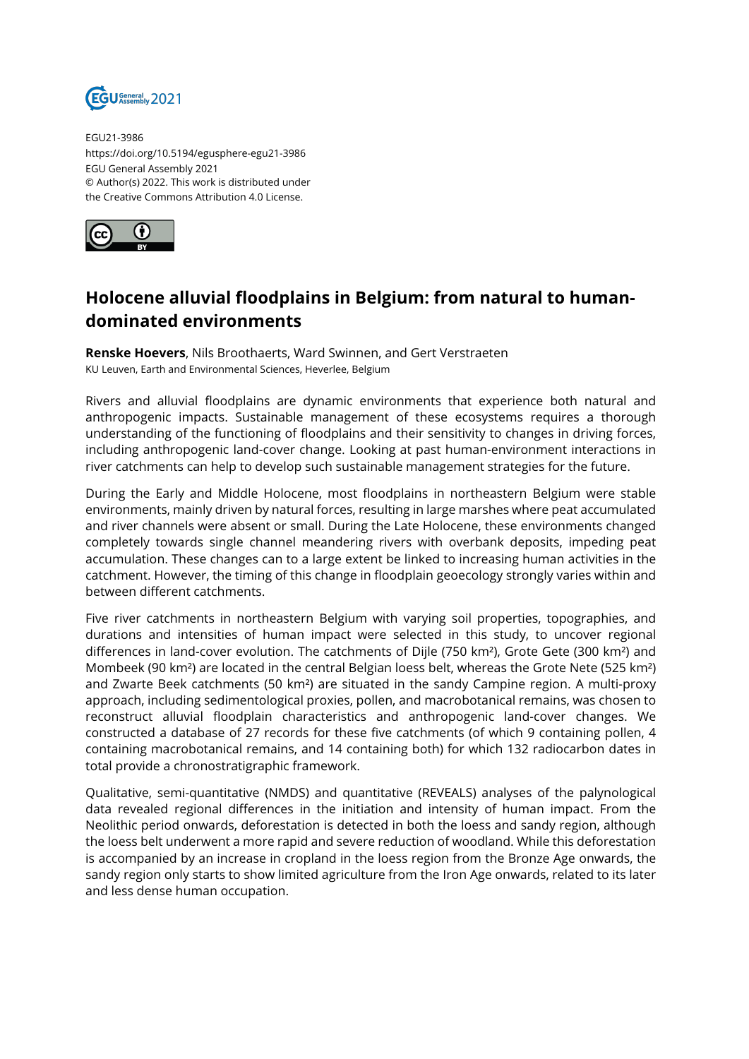EGU21-3986
https://doi.org/10.5194/egusphere-egu21-3986
EGU General Assembly 2021
© Author(s) 2022. This work is distributed under
the Creative Commons Attribution 4.0 License.

# Holocene alluvial floodplains in Belgium: from natural to human-dominated environments

**Renske Hoevers**, Nils Broothaerts, Ward Swinnen, and Gert Verstraeten
KU Leuven, Earth and Environmental Sciences, Heverlee, Belgium

Rivers and alluvial floodplains are dynamic environments that experience both natural and anthropogenic impacts. Sustainable management of these ecosystems requires a thorough understanding of the functioning of floodplains and their sensitivity to changes in driving forces, including anthropogenic land-cover change. Looking at past human-environment interactions in river catchments can help to develop such sustainable management strategies for the future.

During the Early and Middle Holocene, most floodplains in northeastern Belgium were stable environments, mainly driven by natural forces, resulting in large marshes where peat accumulated and river channels were absent or small. During the Late Holocene, these environments changed completely towards single channel meandering rivers with overbank deposits, impeding peat accumulation. These changes can to a large extent be linked to increasing human activities in the catchment. However, the timing of this change in floodplain geoecology strongly varies within and between different catchments.

Five river catchments in northeastern Belgium with varying soil properties, topographies, and durations and intensities of human impact were selected in this study, to uncover regional differences in land-cover evolution. The catchments of Dijle (750 km²), Grote Gete (300 km²) and Mombeek (90 km²) are located in the central Belgian loess belt, whereas the Grote Nete (525 km²) and Zwarte Beek catchments (50 km²) are situated in the sandy Campine region. A multi-proxy approach, including sedimentological proxies, pollen, and macrobotanical remains, was chosen to reconstruct alluvial floodplain characteristics and anthropogenic land-cover changes. We constructed a database of 27 records for these five catchments (of which 9 containing pollen, 4 containing macrobotanical remains, and 14 containing both) for which 132 radiocarbon dates in total provide a chronostratigraphic framework.

Qualitative, semi-quantitative (NMDS) and quantitative (REVEALS) analyses of the palynological data revealed regional differences in the initiation and intensity of human impact. From the Neolithic period onwards, deforestation is detected in both the loess and sandy region, although the loess belt underwent a more rapid and severe reduction of woodland. While this deforestation is accompanied by an increase in cropland in the loess region from the Bronze Age onwards, the sandy region only starts to show limited agriculture from the Iron Age onwards, related to its later and less dense human occupation.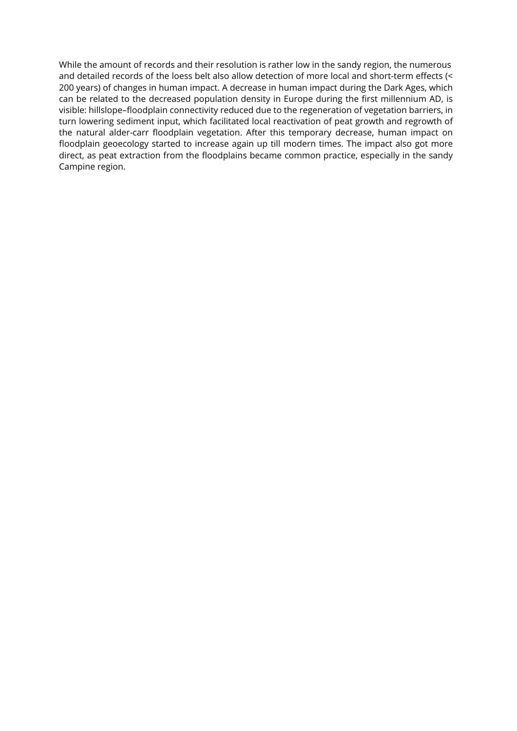While the amount of records and their resolution is rather low in the sandy region, the numerous and detailed records of the loess belt also allow detection of more local and short-term effects (< 200 years) of changes in human impact. A decrease in human impact during the Dark Ages, which can be related to the decreased population density in Europe during the first millennium AD, is visible: hillslope–floodplain connectivity reduced due to the regeneration of vegetation barriers, in turn lowering sediment input, which facilitated local reactivation of peat growth and regrowth of the natural alder-carr floodplain vegetation. After this temporary decrease, human impact on floodplain geoecology started to increase again up till modern times. The impact also got more direct, as peat extraction from the floodplains became common practice, especially in the sandy Campine region.